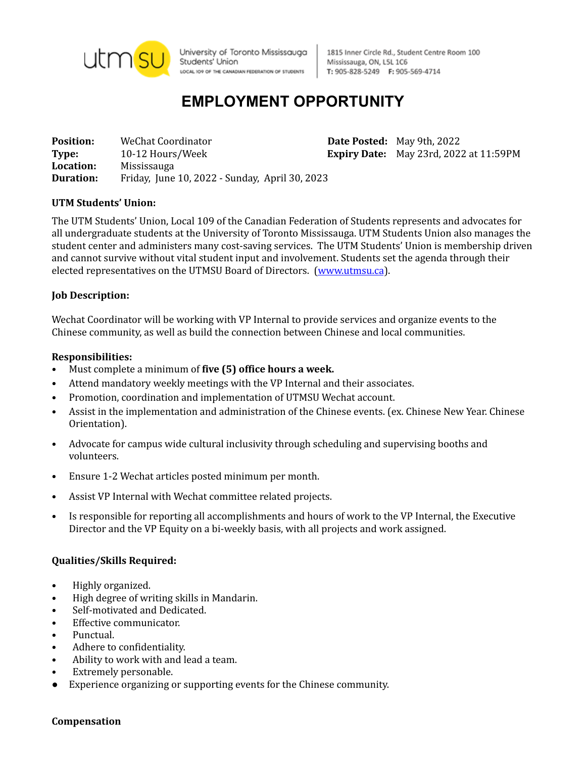utmsu University of Toronto Mississauga Students' Union
LOCAL 109 OF THE CANADIAN FEDERATION OF STUDENTS

1815 Inner Circle Rd., Student Centre Room 100
Mississauga, ON, L5L 1C6
T: 905-828-5249 F: 905-569-4714

# EMPLOYMENT OPPORTUNITY

**Position:** WeChat Coordinator
**Type:** 10-12 Hours/Week
**Location:** Mississauga
**Duration:** Friday, June 10, 2022 - Sunday, April 30, 2023

**Date Posted:** May 9th, 2022
**Expiry Date:** May 23rd, 2022 at 11:59PM

### UTM Students' Union:

The UTM Students' Union, Local 109 of the Canadian Federation of Students represents and advocates for all undergraduate students at the University of Toronto Mississauga. UTM Students Union also manages the student center and administers many cost-saving services. The UTM Students' Union is membership driven and cannot survive without vital student input and involvement. Students set the agenda through their elected representatives on the UTMSU Board of Directors. (www.utmsu.ca).

### Job Description:

Wechat Coordinator will be working with VP Internal to provide services and organize events to the Chinese community, as well as build the connection between Chinese and local communities.

### Responsibilities:

- Must complete a minimum of **five (5) office hours a week.**
- Attend mandatory weekly meetings with the VP Internal and their associates.
- Promotion, coordination and implementation of UTMSU Wechat account.
- Assist in the implementation and administration of the Chinese events. (ex. Chinese New Year. Chinese Orientation).
- Advocate for campus wide cultural inclusivity through scheduling and supervising booths and volunteers.
- Ensure 1-2 Wechat articles posted minimum per month.
- Assist VP Internal with Wechat committee related projects.
- Is responsible for reporting all accomplishments and hours of work to the VP Internal, the Executive Director and the VP Equity on a bi-weekly basis, with all projects and work assigned.

### Qualities/Skills Required:

- Highly organized.
- High degree of writing skills in Mandarin.
- Self-motivated and Dedicated.
- Effective communicator.
- Punctual.
- Adhere to confidentiality.
- Ability to work with and lead a team.
- Extremely personable.
- Experience organizing or supporting events for the Chinese community.

### Compensation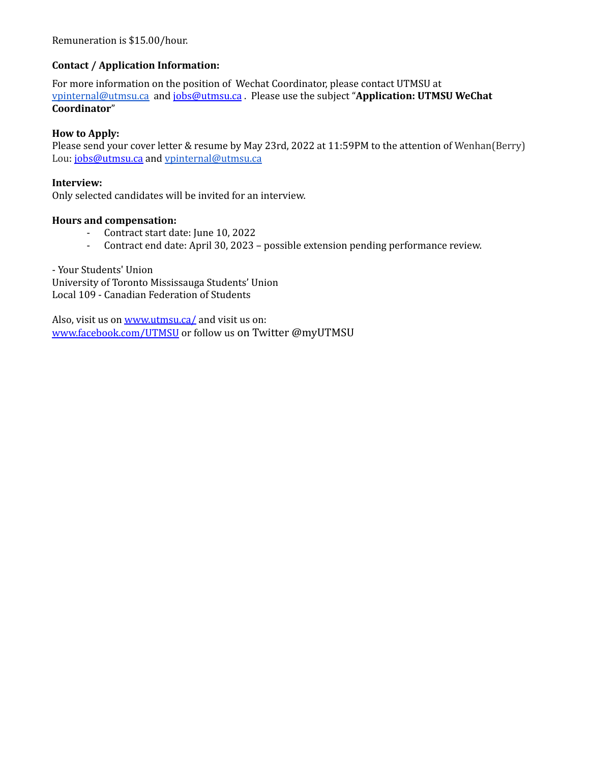Remuneration is $15.00/hour.

**Contact / Application Information:**

For more information on the position of  Wechat Coordinator, please contact UTMSU at vpinternal@utmsu.ca  and jobs@utmsu.ca .  Please use the subject "**Application: UTMSU WeChat Coordinator**"

**How to Apply:**
Please send your cover letter & resume by May 23rd, 2022 at 11:59PM to the attention of Wenhan(Berry) Lou: jobs@utmsu.ca and vpinternal@utmsu.ca

**Interview:**
Only selected candidates will be invited for an interview.

**Hours and compensation:**

- Contract start date: June 10, 2022
- Contract end date: April 30, 2023 – possible extension pending performance review.

- Your Students' Union
University of Toronto Mississauga Students' Union
Local 109 - Canadian Federation of Students

Also, visit us on www.utmsu.ca/ and visit us on:
www.facebook.com/UTMSU or follow us on Twitter @myUTMSU